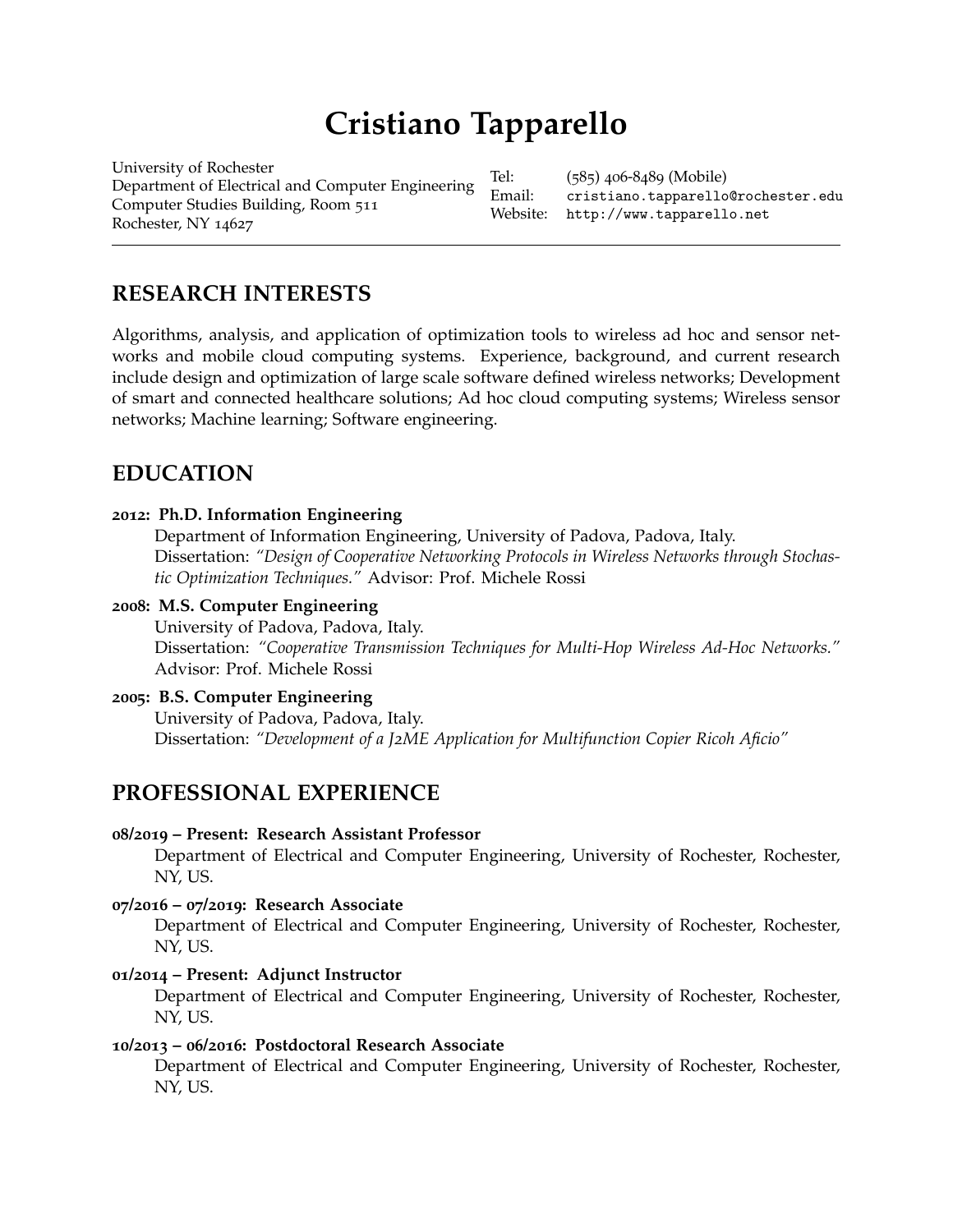# Cristiano Tapparello

University of Rochester
Department of Electrical and Computer Engineering
Computer Studies Building, Room 511
Rochester, NY 14627

Tel: (585) 406-8489 (Mobile)
Email: cristiano.tapparello@rochester.edu
Website: http://www.tapparello.net

## RESEARCH INTERESTS

Algorithms, analysis, and application of optimization tools to wireless ad hoc and sensor networks and mobile cloud computing systems. Experience, background, and current research include design and optimization of large scale software defined wireless networks; Development of smart and connected healthcare solutions; Ad hoc cloud computing systems; Wireless sensor networks; Machine learning; Software engineering.

## EDUCATION

**2012: Ph.D. Information Engineering**
Department of Information Engineering, University of Padova, Padova, Italy.
Dissertation: *"Design of Cooperative Networking Protocols in Wireless Networks through Stochastic Optimization Techniques."* Advisor: Prof. Michele Rossi

**2008: M.S. Computer Engineering**
University of Padova, Padova, Italy.
Dissertation: *"Cooperative Transmission Techniques for Multi-Hop Wireless Ad-Hoc Networks."* Advisor: Prof. Michele Rossi

**2005: B.S. Computer Engineering**
University of Padova, Padova, Italy.
Dissertation: *"Development of a J2ME Application for Multifunction Copier Ricoh Aficio"*

## PROFESSIONAL EXPERIENCE

**08/2019 – Present: Research Assistant Professor**
Department of Electrical and Computer Engineering, University of Rochester, Rochester, NY, US.

**07/2016 – 07/2019: Research Associate**
Department of Electrical and Computer Engineering, University of Rochester, Rochester, NY, US.

**01/2014 – Present: Adjunct Instructor**
Department of Electrical and Computer Engineering, University of Rochester, Rochester, NY, US.

**10/2013 – 06/2016: Postdoctoral Research Associate**
Department of Electrical and Computer Engineering, University of Rochester, Rochester, NY, US.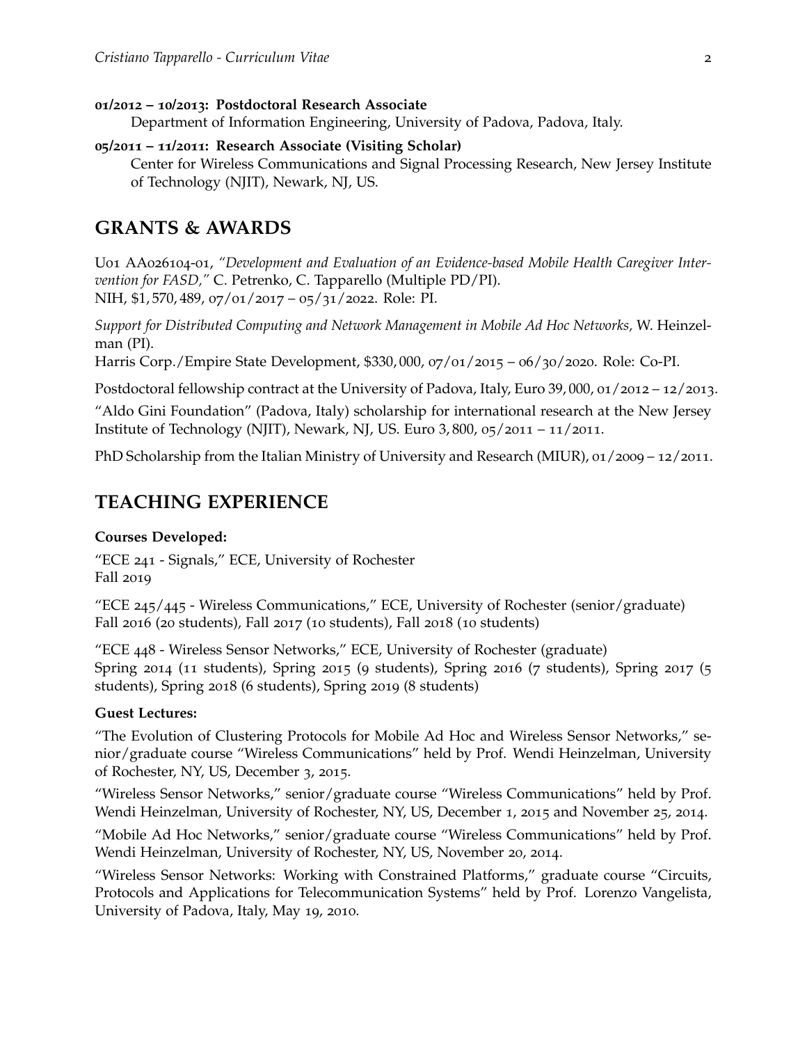**01/2012 – 10/2013: Postdoctoral Research Associate**
Department of Information Engineering, University of Padova, Padova, Italy.

**05/2011 – 11/2011: Research Associate (Visiting Scholar)**
Center for Wireless Communications and Signal Processing Research, New Jersey Institute of Technology (NJIT), Newark, NJ, US.

## GRANTS & AWARDS

U01 AA026104-01, *"Development and Evaluation of an Evidence-based Mobile Health Caregiver Intervention for FASD,"* C. Petrenko, C. Tapparello (Multiple PD/PI).
NIH, $1,570,489, 07/01/2017 – 05/31/2022. Role: PI.

*Support for Distributed Computing and Network Management in Mobile Ad Hoc Networks*, W. Heinzelman (PI).
Harris Corp./Empire State Development, $330,000, 07/01/2015 – 06/30/2020. Role: Co-PI.

Postdoctoral fellowship contract at the University of Padova, Italy, Euro 39,000, 01/2012 – 12/2013.

"Aldo Gini Foundation" (Padova, Italy) scholarship for international research at the New Jersey Institute of Technology (NJIT), Newark, NJ, US. Euro 3,800, 05/2011 – 11/2011.

PhD Scholarship from the Italian Ministry of University and Research (MIUR), 01/2009 – 12/2011.

## TEACHING EXPERIENCE

**Courses Developed:**

"ECE 241 - Signals," ECE, University of Rochester
Fall 2019

"ECE 245/445 - Wireless Communications," ECE, University of Rochester (senior/graduate)
Fall 2016 (20 students), Fall 2017 (10 students), Fall 2018 (10 students)

"ECE 448 - Wireless Sensor Networks," ECE, University of Rochester (graduate)
Spring 2014 (11 students), Spring 2015 (9 students), Spring 2016 (7 students), Spring 2017 (5 students), Spring 2018 (6 students), Spring 2019 (8 students)

**Guest Lectures:**

"The Evolution of Clustering Protocols for Mobile Ad Hoc and Wireless Sensor Networks," senior/graduate course "Wireless Communications" held by Prof. Wendi Heinzelman, University of Rochester, NY, US, December 3, 2015.

"Wireless Sensor Networks," senior/graduate course "Wireless Communications" held by Prof. Wendi Heinzelman, University of Rochester, NY, US, December 1, 2015 and November 25, 2014.

"Mobile Ad Hoc Networks," senior/graduate course "Wireless Communications" held by Prof. Wendi Heinzelman, University of Rochester, NY, US, November 20, 2014.

"Wireless Sensor Networks: Working with Constrained Platforms," graduate course "Circuits, Protocols and Applications for Telecommunication Systems" held by Prof. Lorenzo Vangelista, University of Padova, Italy, May 19, 2010.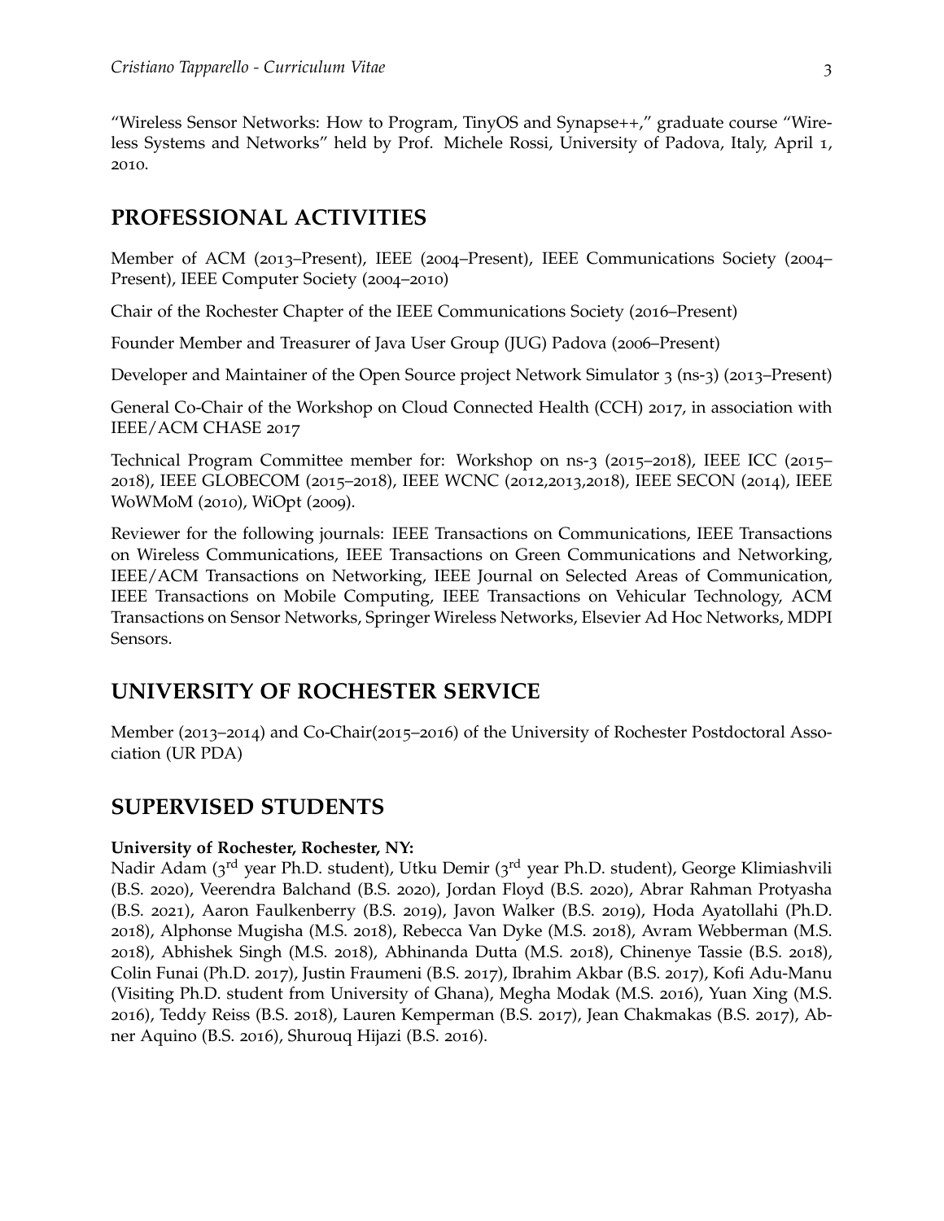"Wireless Sensor Networks: How to Program, TinyOS and Synapse++," graduate course "Wireless Systems and Networks" held by Prof. Michele Rossi, University of Padova, Italy, April 1, 2010.

## PROFESSIONAL ACTIVITIES

Member of ACM (2013–Present), IEEE (2004–Present), IEEE Communications Society (2004–Present), IEEE Computer Society (2004–2010)

Chair of the Rochester Chapter of the IEEE Communications Society (2016–Present)

Founder Member and Treasurer of Java User Group (JUG) Padova (2006–Present)

Developer and Maintainer of the Open Source project Network Simulator 3 (ns-3) (2013–Present)

General Co-Chair of the Workshop on Cloud Connected Health (CCH) 2017, in association with IEEE/ACM CHASE 2017

Technical Program Committee member for: Workshop on ns-3 (2015–2018), IEEE ICC (2015–2018), IEEE GLOBECOM (2015–2018), IEEE WCNC (2012,2013,2018), IEEE SECON (2014), IEEE WoWMoM (2010), WiOpt (2009).

Reviewer for the following journals: IEEE Transactions on Communications, IEEE Transactions on Wireless Communications, IEEE Transactions on Green Communications and Networking, IEEE/ACM Transactions on Networking, IEEE Journal on Selected Areas of Communication, IEEE Transactions on Mobile Computing, IEEE Transactions on Vehicular Technology, ACM Transactions on Sensor Networks, Springer Wireless Networks, Elsevier Ad Hoc Networks, MDPI Sensors.

## UNIVERSITY OF ROCHESTER SERVICE

Member (2013–2014) and Co-Chair(2015–2016) of the University of Rochester Postdoctoral Association (UR PDA)

## SUPERVISED STUDENTS

**University of Rochester, Rochester, NY:**
Nadir Adam (3rd year Ph.D. student), Utku Demir (3rd year Ph.D. student), George Klimiashvili (B.S. 2020), Veerendra Balchand (B.S. 2020), Jordan Floyd (B.S. 2020), Abrar Rahman Protyasha (B.S. 2021), Aaron Faulkenberry (B.S. 2019), Javon Walker (B.S. 2019), Hoda Ayatollahi (Ph.D. 2018), Alphonse Mugisha (M.S. 2018), Rebecca Van Dyke (M.S. 2018), Avram Webberman (M.S. 2018), Abhishek Singh (M.S. 2018), Abhinanda Dutta (M.S. 2018), Chinenye Tassie (B.S. 2018), Colin Funai (Ph.D. 2017), Justin Fraumeni (B.S. 2017), Ibrahim Akbar (B.S. 2017), Kofi Adu-Manu (Visiting Ph.D. student from University of Ghana), Megha Modak (M.S. 2016), Yuan Xing (M.S. 2016), Teddy Reiss (B.S. 2018), Lauren Kemperman (B.S. 2017), Jean Chakmakas (B.S. 2017), Abner Aquino (B.S. 2016), Shurouq Hijazi (B.S. 2016).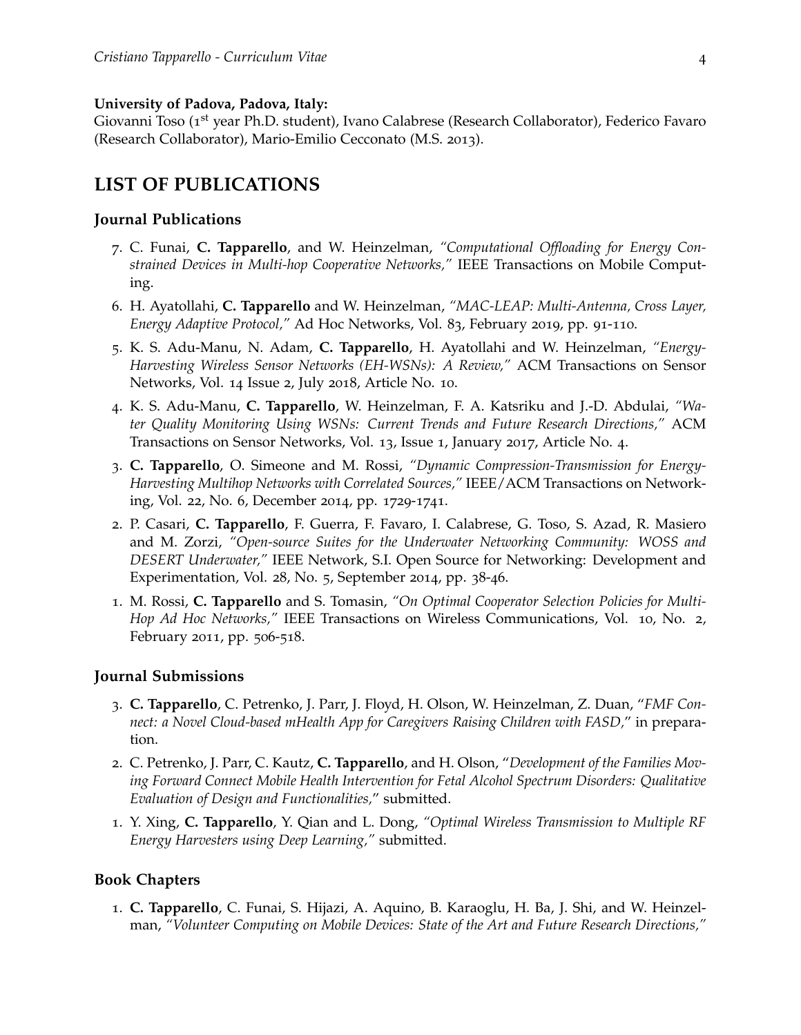**University of Padova, Padova, Italy:**
Giovanni Toso (1st year Ph.D. student), Ivano Calabrese (Research Collaborator), Federico Favaro (Research Collaborator), Mario-Emilio Cecconato (M.S. 2013).

## LIST OF PUBLICATIONS

### Journal Publications

7. C. Funai, **C. Tapparello**, and W. Heinzelman, *"Computational Offloading for Energy Constrained Devices in Multi-hop Cooperative Networks,"* IEEE Transactions on Mobile Computing.
6. H. Ayatollahi, **C. Tapparello** and W. Heinzelman, *"MAC-LEAP: Multi-Antenna, Cross Layer, Energy Adaptive Protocol,"* Ad Hoc Networks, Vol. 83, February 2019, pp. 91-110.
5. K. S. Adu-Manu, N. Adam, **C. Tapparello**, H. Ayatollahi and W. Heinzelman, *"Energy-Harvesting Wireless Sensor Networks (EH-WSNs): A Review,"* ACM Transactions on Sensor Networks, Vol. 14 Issue 2, July 2018, Article No. 10.
4. K. S. Adu-Manu, **C. Tapparello**, W. Heinzelman, F. A. Katsriku and J.-D. Abdulai, *"Water Quality Monitoring Using WSNs: Current Trends and Future Research Directions,"* ACM Transactions on Sensor Networks, Vol. 13, Issue 1, January 2017, Article No. 4.
3. **C. Tapparello**, O. Simeone and M. Rossi, *"Dynamic Compression-Transmission for Energy-Harvesting Multihop Networks with Correlated Sources,"* IEEE/ACM Transactions on Networking, Vol. 22, No. 6, December 2014, pp. 1729-1741.
2. P. Casari, **C. Tapparello**, F. Guerra, F. Favaro, I. Calabrese, G. Toso, S. Azad, R. Masiero and M. Zorzi, *"Open-source Suites for the Underwater Networking Community: WOSS and DESERT Underwater,"* IEEE Network, S.I. Open Source for Networking: Development and Experimentation, Vol. 28, No. 5, September 2014, pp. 38-46.
1. M. Rossi, **C. Tapparello** and S. Tomasin, *"On Optimal Cooperator Selection Policies for Multi-Hop Ad Hoc Networks,"* IEEE Transactions on Wireless Communications, Vol. 10, No. 2, February 2011, pp. 506-518.

### Journal Submissions

3. **C. Tapparello**, C. Petrenko, J. Parr, J. Floyd, H. Olson, W. Heinzelman, Z. Duan, "*FMF Connect: a Novel Cloud-based mHealth App for Caregivers Raising Children with FASD,*" in preparation.
2. C. Petrenko, J. Parr, C. Kautz, **C. Tapparello**, and H. Olson, "*Development of the Families Moving Forward Connect Mobile Health Intervention for Fetal Alcohol Spectrum Disorders: Qualitative Evaluation of Design and Functionalities,*" submitted.
1. Y. Xing, **C. Tapparello**, Y. Qian and L. Dong, *"Optimal Wireless Transmission to Multiple RF Energy Harvesters using Deep Learning,"* submitted.

### Book Chapters

1. **C. Tapparello**, C. Funai, S. Hijazi, A. Aquino, B. Karaoglu, H. Ba, J. Shi, and W. Heinzelman, *"Volunteer Computing on Mobile Devices: State of the Art and Future Research Directions,"*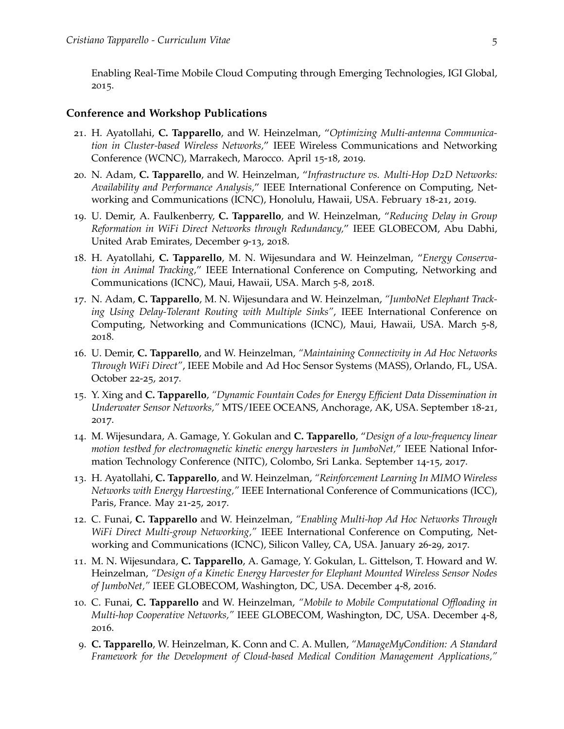Enabling Real-Time Mobile Cloud Computing through Emerging Technologies, IGI Global, 2015.

### Conference and Workshop Publications

21. H. Ayatollahi, **C. Tapparello**, and W. Heinzelman, "*Optimizing Multi-antenna Communication in Cluster-based Wireless Networks*," IEEE Wireless Communications and Networking Conference (WCNC), Marrakech, Marocco. April 15-18, 2019.
20. N. Adam, **C. Tapparello**, and W. Heinzelman, "*Infrastructure vs. Multi-Hop D2D Networks: Availability and Performance Analysis*," IEEE International Conference on Computing, Networking and Communications (ICNC), Honolulu, Hawaii, USA. February 18-21, 2019.
19. U. Demir, A. Faulkenberry, **C. Tapparello**, and W. Heinzelman, "*Reducing Delay in Group Reformation in WiFi Direct Networks through Redundancy*," IEEE GLOBECOM, Abu Dabhi, United Arab Emirates, December 9-13, 2018.
18. H. Ayatollahi, **C. Tapparello**, M. N. Wijesundara and W. Heinzelman, "*Energy Conservation in Animal Tracking*," IEEE International Conference on Computing, Networking and Communications (ICNC), Maui, Hawaii, USA. March 5-8, 2018.
17. N. Adam, **C. Tapparello**, M. N. Wijesundara and W. Heinzelman, "*JumboNet Elephant Tracking Using Delay-Tolerant Routing with Multiple Sinks*", IEEE International Conference on Computing, Networking and Communications (ICNC), Maui, Hawaii, USA. March 5-8, 2018.
16. U. Demir, **C. Tapparello**, and W. Heinzelman, "*Maintaining Connectivity in Ad Hoc Networks Through WiFi Direct*", IEEE Mobile and Ad Hoc Sensor Systems (MASS), Orlando, FL, USA. October 22-25, 2017.
15. Y. Xing and **C. Tapparello**, "*Dynamic Fountain Codes for Energy Efficient Data Dissemination in Underwater Sensor Networks,*" MTS/IEEE OCEANS, Anchorage, AK, USA. September 18-21, 2017.
14. M. Wijesundara, A. Gamage, Y. Gokulan and **C. Tapparello**, "*Design of a low-frequency linear motion testbed for electromagnetic kinetic energy harvesters in JumboNet,*" IEEE National Information Technology Conference (NITC), Colombo, Sri Lanka. September 14-15, 2017.
13. H. Ayatollahi, **C. Tapparello**, and W. Heinzelman, "*Reinforcement Learning In MIMO Wireless Networks with Energy Harvesting,*" IEEE International Conference of Communications (ICC), Paris, France. May 21-25, 2017.
12. C. Funai, **C. Tapparello** and W. Heinzelman, "*Enabling Multi-hop Ad Hoc Networks Through WiFi Direct Multi-group Networking,*" IEEE International Conference on Computing, Networking and Communications (ICNC), Silicon Valley, CA, USA. January 26-29, 2017.
11. M. N. Wijesundara, **C. Tapparello**, A. Gamage, Y. Gokulan, L. Gittelson, T. Howard and W. Heinzelman, "*Design of a Kinetic Energy Harvester for Elephant Mounted Wireless Sensor Nodes of JumboNet,*" IEEE GLOBECOM, Washington, DC, USA. December 4-8, 2016.
10. C. Funai, **C. Tapparello** and W. Heinzelman, "*Mobile to Mobile Computational Offloading in Multi-hop Cooperative Networks,*" IEEE GLOBECOM, Washington, DC, USA. December 4-8, 2016.
9. **C. Tapparello**, W. Heinzelman, K. Conn and C. A. Mullen, "*ManageMyCondition: A Standard Framework for the Development of Cloud-based Medical Condition Management Applications,*"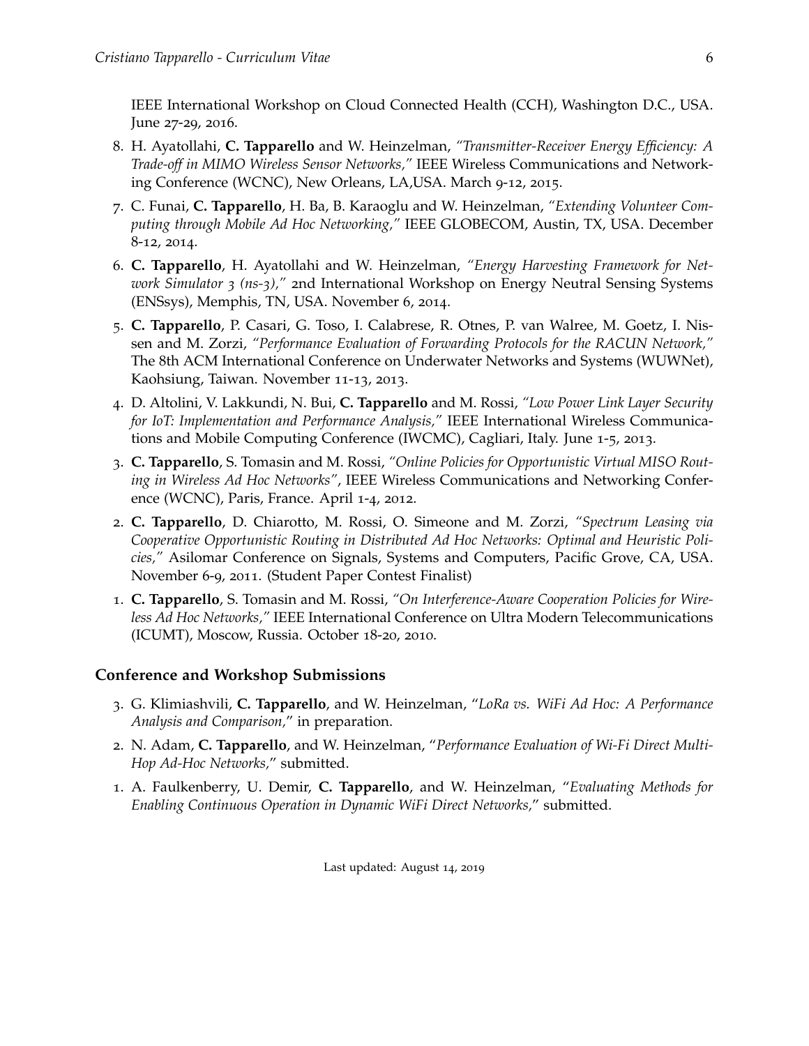IEEE International Workshop on Cloud Connected Health (CCH), Washington D.C., USA. June 27-29, 2016.

8. H. Ayatollahi, **C. Tapparello** and W. Heinzelman, *"Transmitter-Receiver Energy Efficiency: A Trade-off in MIMO Wireless Sensor Networks,"* IEEE Wireless Communications and Networking Conference (WCNC), New Orleans, LA,USA. March 9-12, 2015.
7. C. Funai, **C. Tapparello**, H. Ba, B. Karaoglu and W. Heinzelman, *"Extending Volunteer Computing through Mobile Ad Hoc Networking,"* IEEE GLOBECOM, Austin, TX, USA. December 8-12, 2014.
6. **C. Tapparello**, H. Ayatollahi and W. Heinzelman, *"Energy Harvesting Framework for Network Simulator 3 (ns-3),"* 2nd International Workshop on Energy Neutral Sensing Systems (ENSsys), Memphis, TN, USA. November 6, 2014.
5. **C. Tapparello**, P. Casari, G. Toso, I. Calabrese, R. Otnes, P. van Walree, M. Goetz, I. Nissen and M. Zorzi, *"Performance Evaluation of Forwarding Protocols for the RACUN Network,"* The 8th ACM International Conference on Underwater Networks and Systems (WUWNet), Kaohsiung, Taiwan. November 11-13, 2013.
4. D. Altolini, V. Lakkundi, N. Bui, **C. Tapparello** and M. Rossi, *"Low Power Link Layer Security for IoT: Implementation and Performance Analysis,"* IEEE International Wireless Communications and Mobile Computing Conference (IWCMC), Cagliari, Italy. June 1-5, 2013.
3. **C. Tapparello**, S. Tomasin and M. Rossi, *"Online Policies for Opportunistic Virtual MISO Routing in Wireless Ad Hoc Networks"*, IEEE Wireless Communications and Networking Conference (WCNC), Paris, France. April 1-4, 2012.
2. **C. Tapparello**, D. Chiarotto, M. Rossi, O. Simeone and M. Zorzi, *"Spectrum Leasing via Cooperative Opportunistic Routing in Distributed Ad Hoc Networks: Optimal and Heuristic Policies,"* Asilomar Conference on Signals, Systems and Computers, Pacific Grove, CA, USA. November 6-9, 2011. (Student Paper Contest Finalist)
1. **C. Tapparello**, S. Tomasin and M. Rossi, *"On Interference-Aware Cooperation Policies for Wireless Ad Hoc Networks,"* IEEE International Conference on Ultra Modern Telecommunications (ICUMT), Moscow, Russia. October 18-20, 2010.

### Conference and Workshop Submissions

3. G. Klimiashvili, **C. Tapparello**, and W. Heinzelman, "*LoRa vs. WiFi Ad Hoc: A Performance Analysis and Comparison,*" in preparation.
2. N. Adam, **C. Tapparello**, and W. Heinzelman, "*Performance Evaluation of Wi-Fi Direct Multi-Hop Ad-Hoc Networks,*" submitted.
1. A. Faulkenberry, U. Demir, **C. Tapparello**, and W. Heinzelman, "*Evaluating Methods for Enabling Continuous Operation in Dynamic WiFi Direct Networks,*" submitted.

Last updated: August 14, 2019